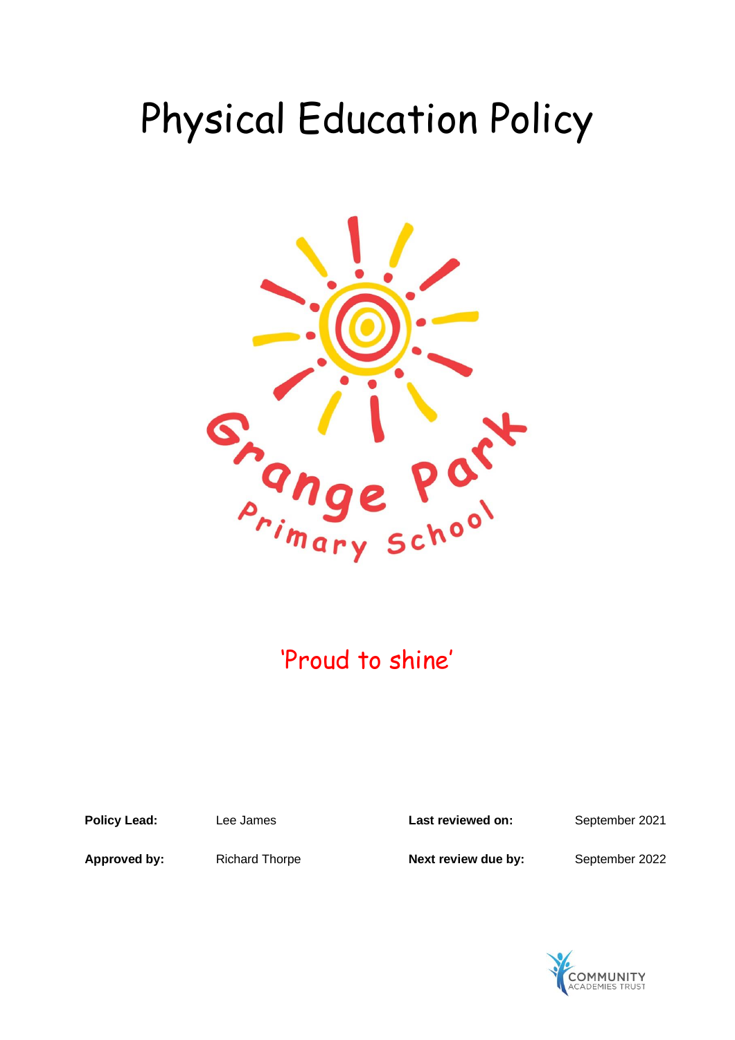# Physical Education Policy

Grange Park Primary School

'Proud to shine'

| **Policy Lead:** | Lee James | **Last reviewed on:** | September 2021 |
| --- | --- | --- | --- |
| **Approved by:** | Richard Thorpe | **Next review due by:** | September 2022 |

COMMUNITY ACADEMIES TRUST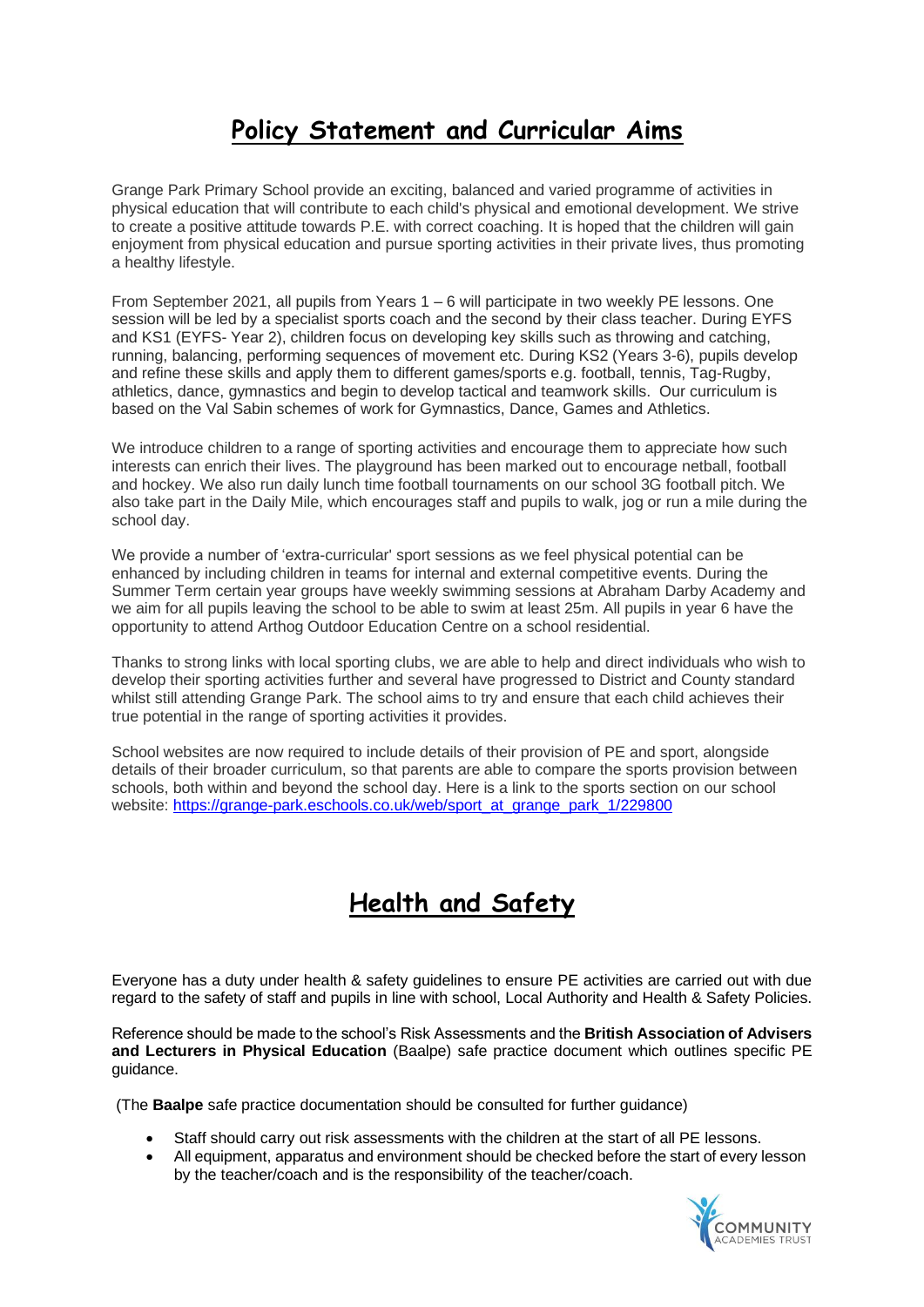## Policy Statement and Curricular Aims

Grange Park Primary School provide an exciting, balanced and varied programme of activities in physical education that will contribute to each child's physical and emotional development. We strive to create a positive attitude towards P.E. with correct coaching. It is hoped that the children will gain enjoyment from physical education and pursue sporting activities in their private lives, thus promoting a healthy lifestyle.

From September 2021, all pupils from Years 1 – 6 will participate in two weekly PE lessons. One session will be led by a specialist sports coach and the second by their class teacher. During EYFS and KS1 (EYFS- Year 2), children focus on developing key skills such as throwing and catching, running, balancing, performing sequences of movement etc. During KS2 (Years 3-6), pupils develop and refine these skills and apply them to different games/sports e.g. football, tennis, Tag-Rugby, athletics, dance, gymnastics and begin to develop tactical and teamwork skills. Our curriculum is based on the Val Sabin schemes of work for Gymnastics, Dance, Games and Athletics.

We introduce children to a range of sporting activities and encourage them to appreciate how such interests can enrich their lives. The playground has been marked out to encourage netball, football and hockey. We also run daily lunch time football tournaments on our school 3G football pitch. We also take part in the Daily Mile, which encourages staff and pupils to walk, jog or run a mile during the school day.

We provide a number of 'extra-curricular' sport sessions as we feel physical potential can be enhanced by including children in teams for internal and external competitive events. During the Summer Term certain year groups have weekly swimming sessions at Abraham Darby Academy and we aim for all pupils leaving the school to be able to swim at least 25m. All pupils in year 6 have the opportunity to attend Arthog Outdoor Education Centre on a school residential.

Thanks to strong links with local sporting clubs, we are able to help and direct individuals who wish to develop their sporting activities further and several have progressed to District and County standard whilst still attending Grange Park. The school aims to try and ensure that each child achieves their true potential in the range of sporting activities it provides.

School websites are now required to include details of their provision of PE and sport, alongside details of their broader curriculum, so that parents are able to compare the sports provision between schools, both within and beyond the school day. Here is a link to the sports section on our school website: [https://grange-park.eschools.co.uk/web/sport_at_grange_park_1/229800](https://grange-park.eschools.co.uk/web/sport_at_grange_park_1/229800)

## Health and Safety

Everyone has a duty under health & safety guidelines to ensure PE activities are carried out with due regard to the safety of staff and pupils in line with school, Local Authority and Health & Safety Policies.

Reference should be made to the school's Risk Assessments and the **British Association of Advisers and Lecturers in Physical Education** (Baalpe) safe practice document which outlines specific PE guidance.

(The **Baalpe** safe practice documentation should be consulted for further guidance)

- Staff should carry out risk assessments with the children at the start of all PE lessons.
- All equipment, apparatus and environment should be checked before the start of every lesson by the teacher/coach and is the responsibility of the teacher/coach.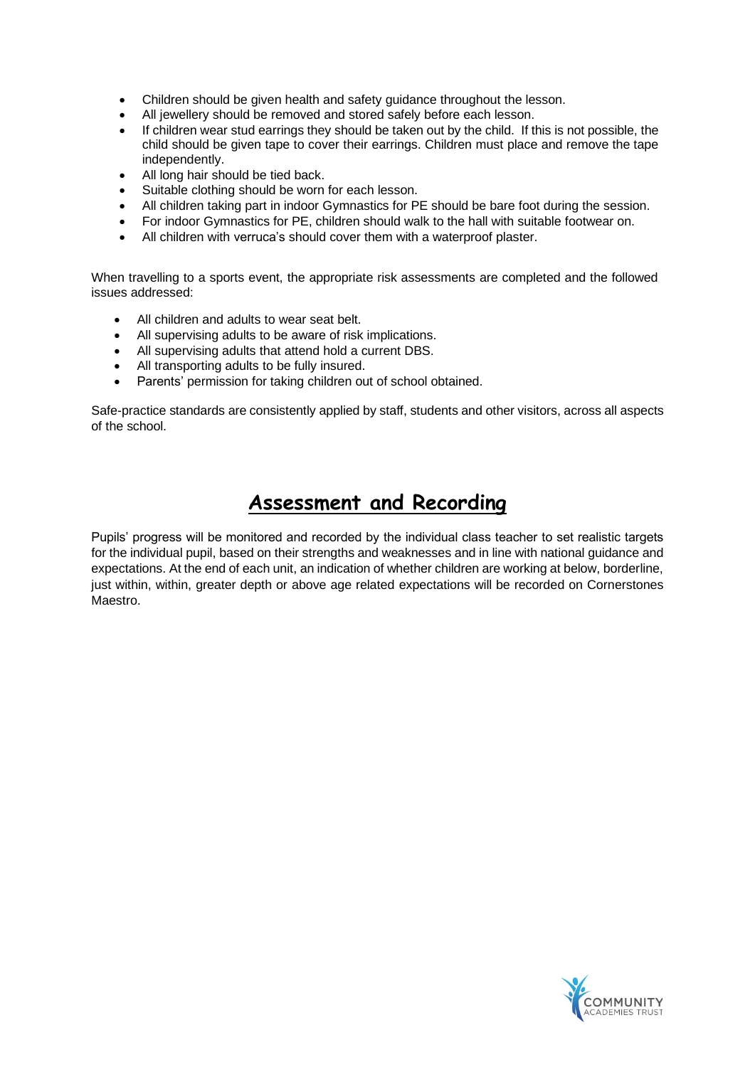- Children should be given health and safety guidance throughout the lesson.
- All jewellery should be removed and stored safely before each lesson.
- If children wear stud earrings they should be taken out by the child. If this is not possible, the child should be given tape to cover their earrings. Children must place and remove the tape independently.
- All long hair should be tied back.
- Suitable clothing should be worn for each lesson.
- All children taking part in indoor Gymnastics for PE should be bare foot during the session.
- For indoor Gymnastics for PE, children should walk to the hall with suitable footwear on.
- All children with verruca's should cover them with a waterproof plaster.

When travelling to a sports event, the appropriate risk assessments are completed and the followed issues addressed:

- All children and adults to wear seat belt.
- All supervising adults to be aware of risk implications.
- All supervising adults that attend hold a current DBS.
- All transporting adults to be fully insured.
- Parents' permission for taking children out of school obtained.

Safe-practice standards are consistently applied by staff, students and other visitors, across all aspects of the school.

## Assessment and Recording

Pupils' progress will be monitored and recorded by the individual class teacher to set realistic targets for the individual pupil, based on their strengths and weaknesses and in line with national guidance and expectations. At the end of each unit, an indication of whether children are working at below, borderline, just within, within, greater depth or above age related expectations will be recorded on Cornerstones Maestro.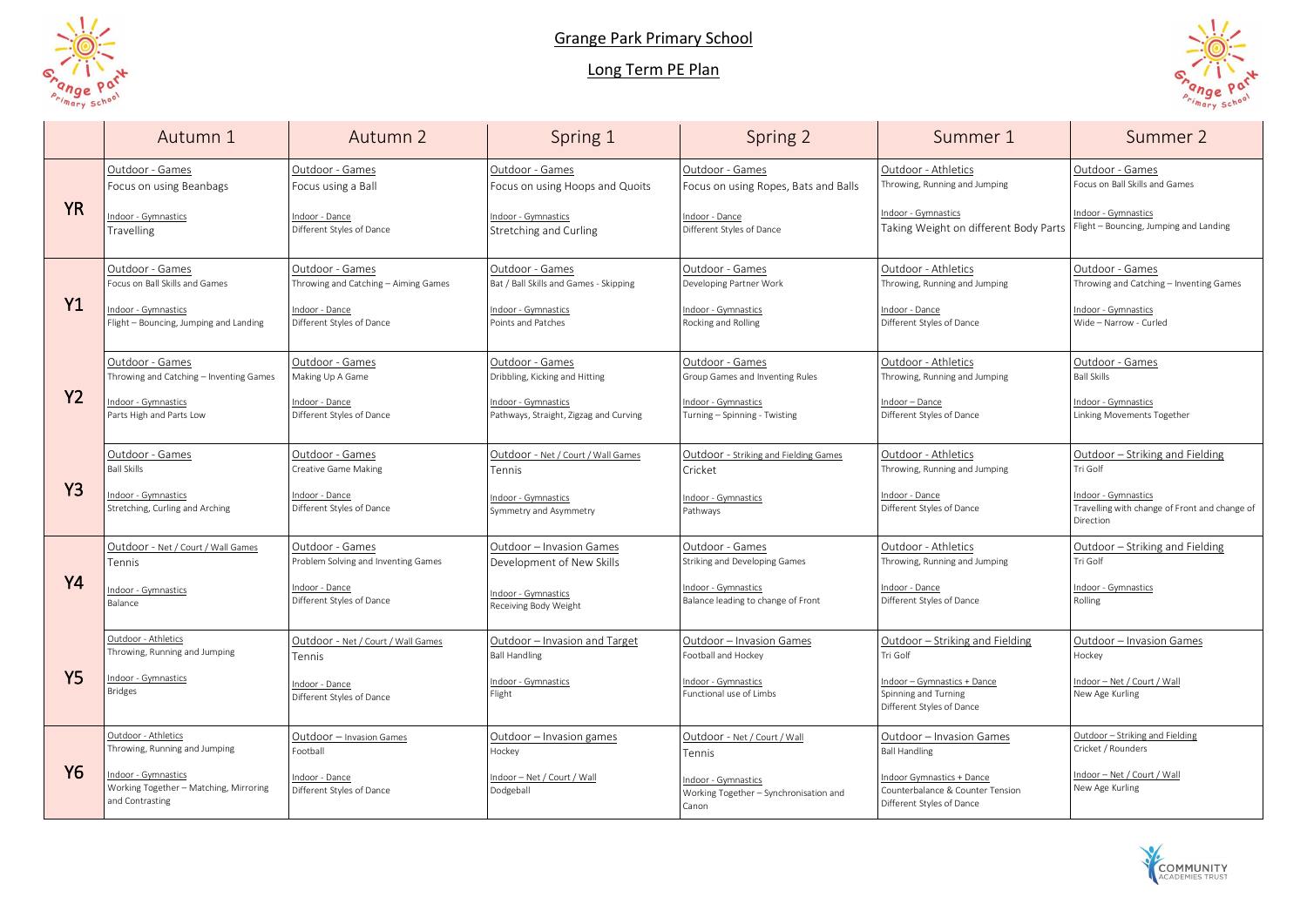# Grange Park Primary School

## Long Term PE Plan

| | Autumn 1 | Autumn 2 | Spring 1 | Spring 2 | Summer 1 | Summer 2 |
|---|---|---|---|---|---|---|
| YR | Outdoor - Games<br>Focus on using Beanbags<br><br>Indoor - Gymnastics<br>Travelling | Outdoor - Games<br>Focus using a Ball<br><br>Indoor - Dance<br>Different Styles of Dance | Outdoor - Games<br>Focus on using Hoops and Quoits<br><br>Indoor - Gymnastics<br>Stretching and Curling | Outdoor - Games<br>Focus on using Ropes, Bats and Balls<br><br>Indoor - Dance<br>Different Styles of Dance | Outdoor - Athletics<br>Throwing, Running and Jumping<br><br>Indoor - Gymnastics<br>Taking Weight on different Body Parts | Outdoor - Games<br>Focus on Ball Skills and Games<br><br>Indoor - Gymnastics<br>Flight – Bouncing, Jumping and Landing |
| Y1 | Outdoor - Games<br>Focus on Ball Skills and Games<br><br>Indoor - Gymnastics<br>Flight – Bouncing, Jumping and Landing | Outdoor - Games<br>Throwing and Catching – Aiming Games<br><br>Indoor - Dance<br>Different Styles of Dance | Outdoor - Games<br>Bat / Ball Skills and Games - Skipping<br><br>Indoor - Gymnastics<br>Points and Patches | Outdoor - Games<br>Developing Partner Work<br><br>Indoor - Gymnastics<br>Rocking and Rolling | Outdoor - Athletics<br>Throwing, Running and Jumping<br><br>Indoor - Dance<br>Different Styles of Dance | Outdoor - Games<br>Throwing and Catching – Inventing Games<br><br>Indoor - Gymnastics<br>Wide – Narrow - Curled |
| Y2 | Outdoor - Games<br>Throwing and Catching – Inventing Games<br><br>Indoor - Gymnastics<br>Parts High and Parts Low | Outdoor - Games<br>Making Up A Game<br><br>Indoor - Dance<br>Different Styles of Dance | Outdoor - Games<br>Dribbling, Kicking and Hitting<br><br>Indoor - Gymnastics<br>Pathways, Straight, Zigzag and Curving | Outdoor - Games<br>Group Games and Inventing Rules<br><br>Indoor - Gymnastics<br>Turning – Spinning - Twisting | Outdoor - Athletics<br>Throwing, Running and Jumping<br><br>Indoor – Dance<br>Different Styles of Dance | Outdoor - Games<br>Ball Skills<br><br>Indoor - Gymnastics<br>Linking Movements Together |
| Y3 | Outdoor - Games<br>Ball Skills<br><br>Indoor - Gymnastics<br>Stretching, Curling and Arching | Outdoor - Games<br>Creative Game Making<br><br>Indoor - Dance<br>Different Styles of Dance | Outdoor - Net / Court / Wall Games<br>Tennis<br><br>Indoor - Gymnastics<br>Symmetry and Asymmetry | Outdoor - Striking and Fielding Games<br>Cricket<br><br>Indoor - Gymnastics<br>Pathways | Outdoor - Athletics<br>Throwing, Running and Jumping<br><br>Indoor - Dance<br>Different Styles of Dance | Outdoor – Striking and Fielding<br>Tri Golf<br><br>Indoor - Gymnastics<br>Travelling with change of Front and change of Direction |
| Y4 | Outdoor - Net / Court / Wall Games<br>Tennis<br><br>Indoor - Gymnastics<br>Balance | Outdoor - Games<br>Problem Solving and Inventing Games<br><br>Indoor - Dance<br>Different Styles of Dance | Outdoor – Invasion Games<br>Development of New Skills<br><br>Indoor - Gymnastics<br>Receiving Body Weight | Outdoor - Games<br>Striking and Developing Games<br><br>Indoor - Gymnastics<br>Balance leading to change of Front | Outdoor - Athletics<br>Throwing, Running and Jumping<br><br>Indoor - Dance<br>Different Styles of Dance | Outdoor – Striking and Fielding<br>Tri Golf<br><br>Indoor - Gymnastics<br>Rolling |
| Y5 | Outdoor - Athletics<br>Throwing, Running and Jumping<br><br>Indoor - Gymnastics<br>Bridges | Outdoor - Net / Court / Wall Games<br>Tennis<br><br>Indoor - Dance<br>Different Styles of Dance | Outdoor – Invasion and Target<br>Ball Handling<br><br>Indoor - Gymnastics<br>Flight | Outdoor – Invasion Games<br>Football and Hockey<br><br>Indoor - Gymnastics<br>Functional use of Limbs | Outdoor – Striking and Fielding<br>Tri Golf<br><br>Indoor – Gymnastics + Dance<br>Spinning and Turning<br>Different Styles of Dance | Outdoor – Invasion Games<br>Hockey<br><br>Indoor – Net / Court / Wall<br>New Age Kurling |
| Y6 | Outdoor - Athletics<br>Throwing, Running and Jumping<br><br>Indoor - Gymnastics<br>Working Together – Matching, Mirroring and Contrasting | Outdoor – Invasion Games<br>Football<br><br>Indoor - Dance<br>Different Styles of Dance | Outdoor – Invasion games<br>Hockey<br><br>Indoor – Net / Court / Wall<br>Dodgeball | Outdoor - Net / Court / Wall<br>Tennis<br><br>Indoor - Gymnastics<br>Working Together – Synchronisation and Canon | Outdoor – Invasion Games<br>Ball Handling<br><br>Indoor Gymnastics + Dance<br>Counterbalance & Counter Tension<br>Different Styles of Dance | Outdoor – Striking and Fielding<br>Cricket / Rounders<br><br>Indoor – Net / Court / Wall<br>New Age Kurling |